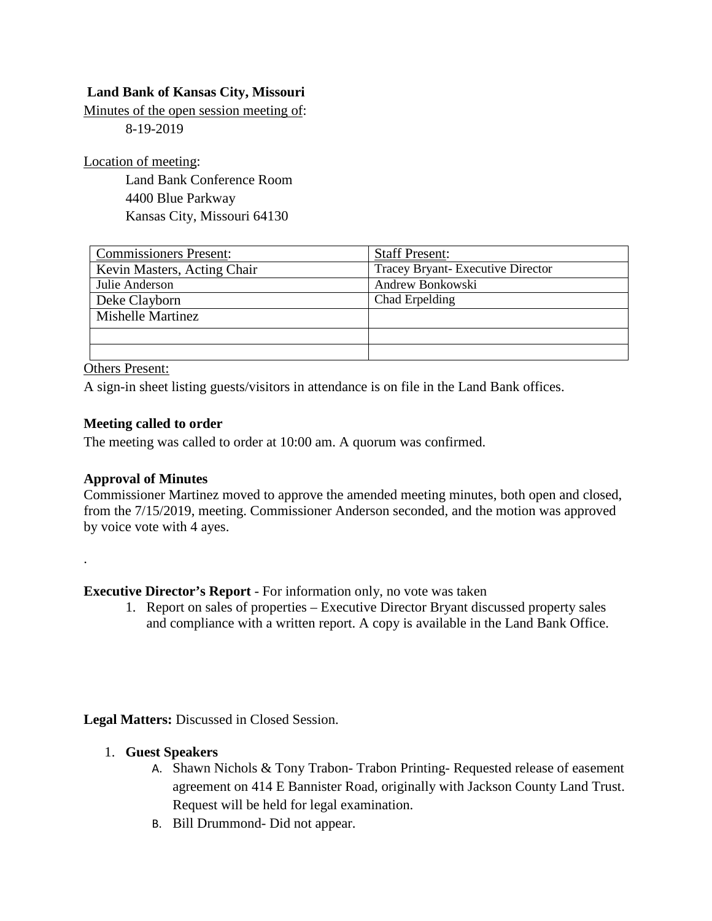**Land Bank of Kansas City, Missouri**

Minutes of the open session meeting of:

8-19-2019

Location of meeting:

Land Bank Conference Room
4400 Blue Parkway
Kansas City, Missouri 64130

| Commissioners Present: | Staff Present: |
|---|---|
| Kevin Masters, Acting Chair | Tracey Bryant- Executive Director |
| Julie Anderson | Andrew Bonkowski |
| Deke Clayborn | Chad Erpelding |
| Mishelle Martinez | |
| | |
| | |

Others Present:

A sign-in sheet listing guests/visitors in attendance is on file in the Land Bank offices.

**Meeting called to order**

The meeting was called to order at 10:00 am. A quorum was confirmed.

**Approval of Minutes**

Commissioner Martinez moved to approve the amended meeting minutes, both open and closed, from the 7/15/2019, meeting. Commissioner Anderson seconded, and the motion was approved by voice vote with 4 ayes.

.

**Executive Director's Report** - For information only, no vote was taken

1. Report on sales of properties – Executive Director Bryant discussed property sales and compliance with a written report. A copy is available in the Land Bank Office.

**Legal Matters:** Discussed in Closed Session.

1. **Guest Speakers**
   A. Shawn Nichols & Tony Trabon- Trabon Printing- Requested release of easement agreement on 414 E Bannister Road, originally with Jackson County Land Trust. Request will be held for legal examination.
   B. Bill Drummond- Did not appear.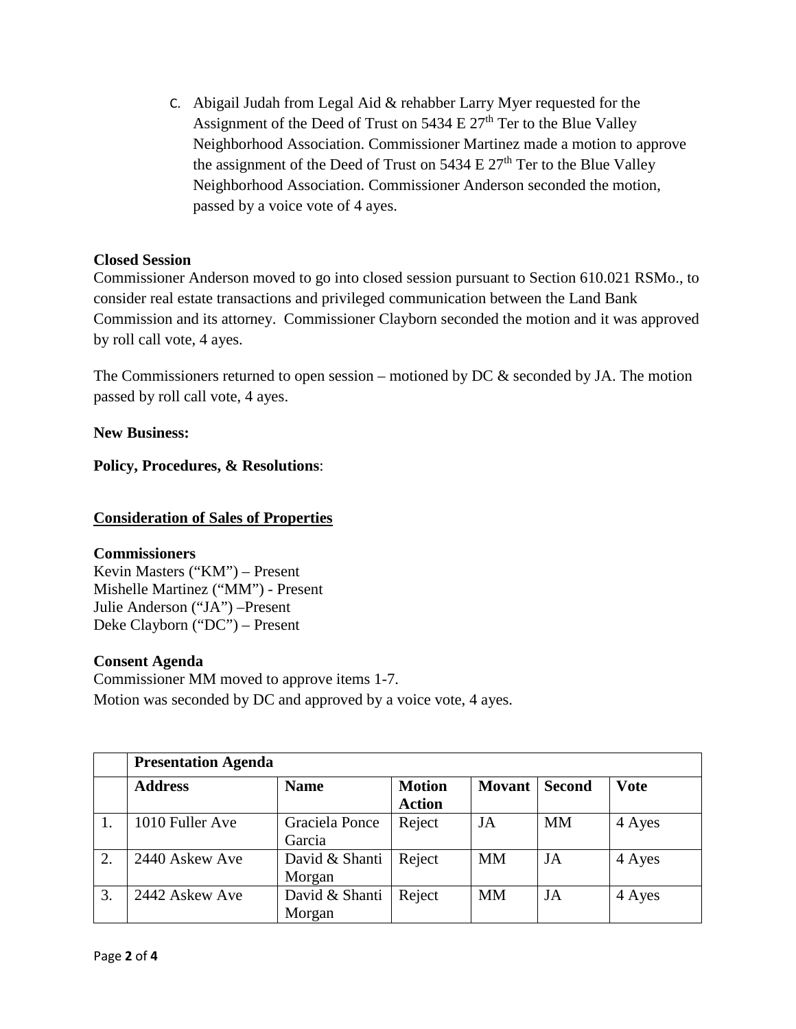C. Abigail Judah from Legal Aid & rehabber Larry Myer requested for the Assignment of the Deed of Trust on 5434 E 27th Ter to the Blue Valley Neighborhood Association. Commissioner Martinez made a motion to approve the assignment of the Deed of Trust on 5434 E 27th Ter to the Blue Valley Neighborhood Association. Commissioner Anderson seconded the motion, passed by a voice vote of 4 ayes.

**Closed Session**

Commissioner Anderson moved to go into closed session pursuant to Section 610.021 RSMo., to consider real estate transactions and privileged communication between the Land Bank Commission and its attorney. Commissioner Clayborn seconded the motion and it was approved by roll call vote, 4 ayes.

The Commissioners returned to open session – motioned by DC & seconded by JA. The motion passed by roll call vote, 4 ayes.

**New Business:**

**Policy, Procedures, & Resolutions**:

**Consideration of Sales of Properties**

**Commissioners**

Kevin Masters ("KM") – Present
Mishelle Martinez ("MM") - Present
Julie Anderson ("JA") –Present
Deke Clayborn ("DC") – Present

**Consent Agenda**

Commissioner MM moved to approve items 1-7.
Motion was seconded by DC and approved by a voice vote, 4 ayes.

| | **Presentation Agenda** | | | | | |
|---|---|---|---|---|---|---|
| | **Address** | **Name** | **Motion Action** | **Movant** | **Second** | **Vote** |
| 1. | 1010 Fuller Ave | Graciela Ponce Garcia | Reject | JA | MM | 4 Ayes |
| 2. | 2440 Askew Ave | David & Shanti Morgan | Reject | MM | JA | 4 Ayes |
| 3. | 2442 Askew Ave | David & Shanti Morgan | Reject | MM | JA | 4 Ayes |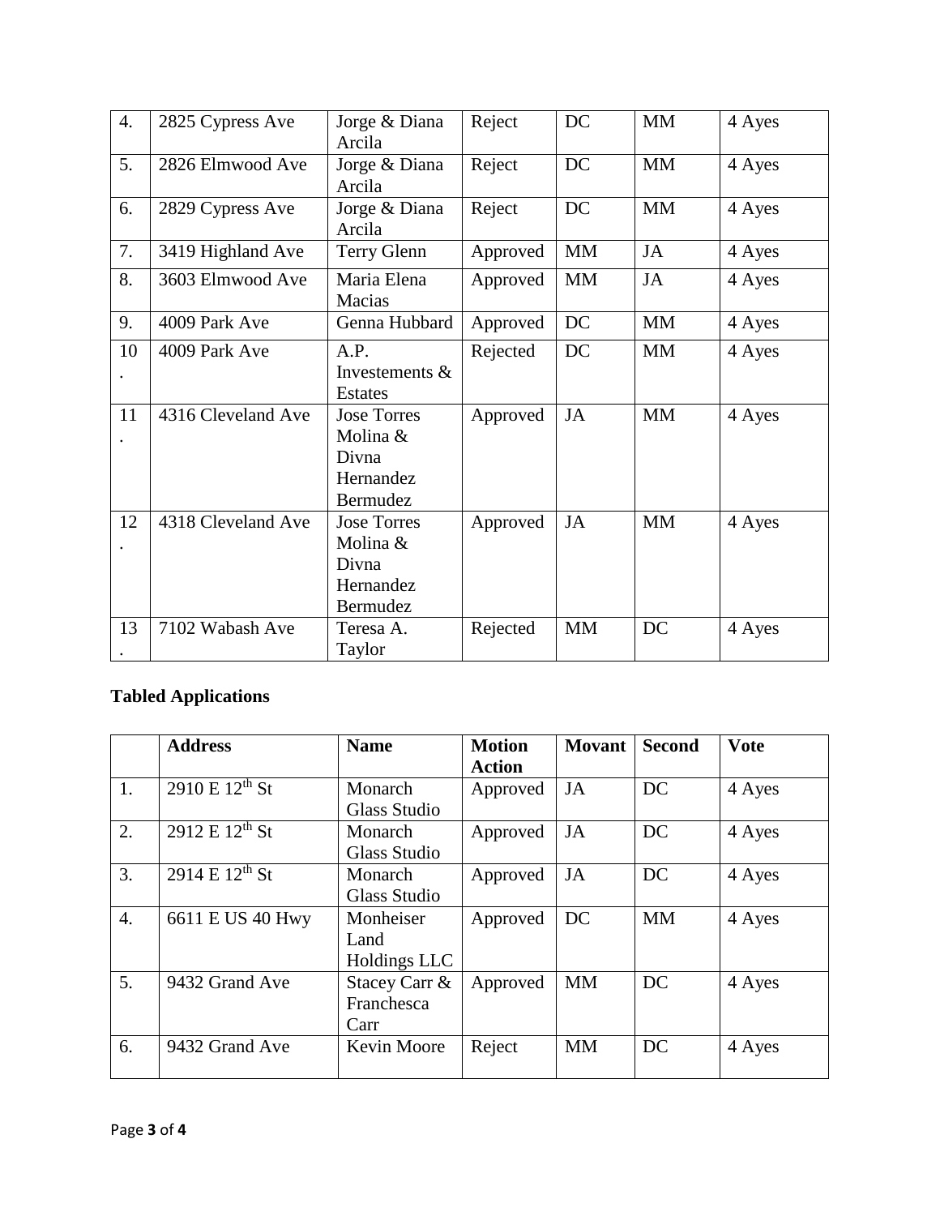| | | | | | | |
|---|---|---|---|---|---|---|
| 4. | 2825 Cypress Ave | Jorge & Diana Arcila | Reject | DC | MM | 4 Ayes |
| 5. | 2826 Elmwood Ave | Jorge & Diana Arcila | Reject | DC | MM | 4 Ayes |
| 6. | 2829 Cypress Ave | Jorge & Diana Arcila | Reject | DC | MM | 4 Ayes |
| 7. | 3419 Highland Ave | Terry Glenn | Approved | MM | JA | 4 Ayes |
| 8. | 3603 Elmwood Ave | Maria Elena Macias | Approved | MM | JA | 4 Ayes |
| 9. | 4009 Park Ave | Genna Hubbard | Approved | DC | MM | 4 Ayes |
| 10. | 4009 Park Ave | A.P. Investements & Estates | Rejected | DC | MM | 4 Ayes |
| 11. | 4316 Cleveland Ave | Jose Torres Molina & Divna Hernandez Bermudez | Approved | JA | MM | 4 Ayes |
| 12. | 4318 Cleveland Ave | Jose Torres Molina & Divna Hernandez Bermudez | Approved | JA | MM | 4 Ayes |
| 13. | 7102 Wabash Ave | Teresa A. Taylor | Rejected | MM | DC | 4 Ayes |

**Tabled Applications**

| | Address | Name | Motion Action | Movant | Second | Vote |
|---|---|---|---|---|---|---|
| 1. | 2910 E 12th St | Monarch Glass Studio | Approved | JA | DC | 4 Ayes |
| 2. | 2912 E 12th St | Monarch Glass Studio | Approved | JA | DC | 4 Ayes |
| 3. | 2914 E 12th St | Monarch Glass Studio | Approved | JA | DC | 4 Ayes |
| 4. | 6611 E US 40 Hwy | Monheiser Land Holdings LLC | Approved | DC | MM | 4 Ayes |
| 5. | 9432 Grand Ave | Stacey Carr & Franchesca Carr | Approved | MM | DC | 4 Ayes |
| 6. | 9432 Grand Ave | Kevin Moore | Reject | MM | DC | 4 Ayes |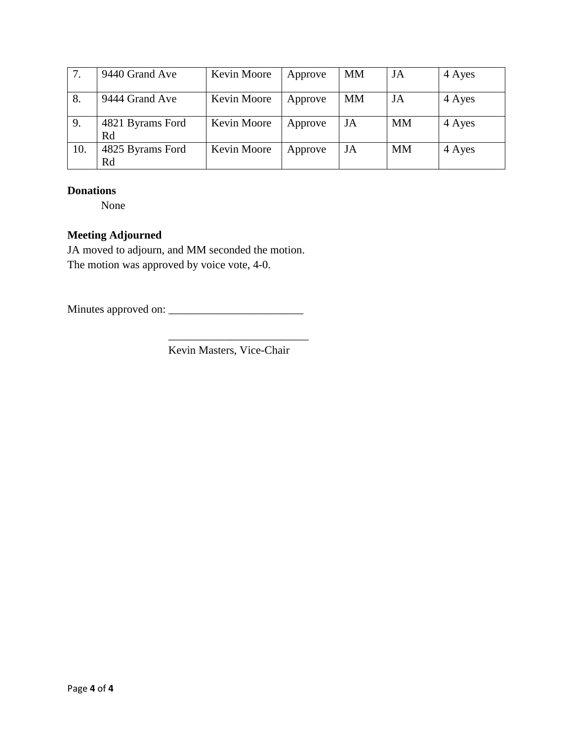| | | | | | | |
|---|---|---|---|---|---|---|
| 7. | 9440 Grand Ave | Kevin Moore | Approve | MM | JA | 4 Ayes |
| 8. | 9444 Grand Ave | Kevin Moore | Approve | MM | JA | 4 Ayes |
| 9. | 4821 Byrams Ford Rd | Kevin Moore | Approve | JA | MM | 4 Ayes |
| 10. | 4825 Byrams Ford Rd | Kevin Moore | Approve | JA | MM | 4 Ayes |

**Donations**

None

**Meeting Adjourned**

JA moved to adjourn, and MM seconded the motion.
The motion was approved by voice vote, 4-0.

Minutes approved on: ________________________

_________________________
Kevin Masters, Vice-Chair